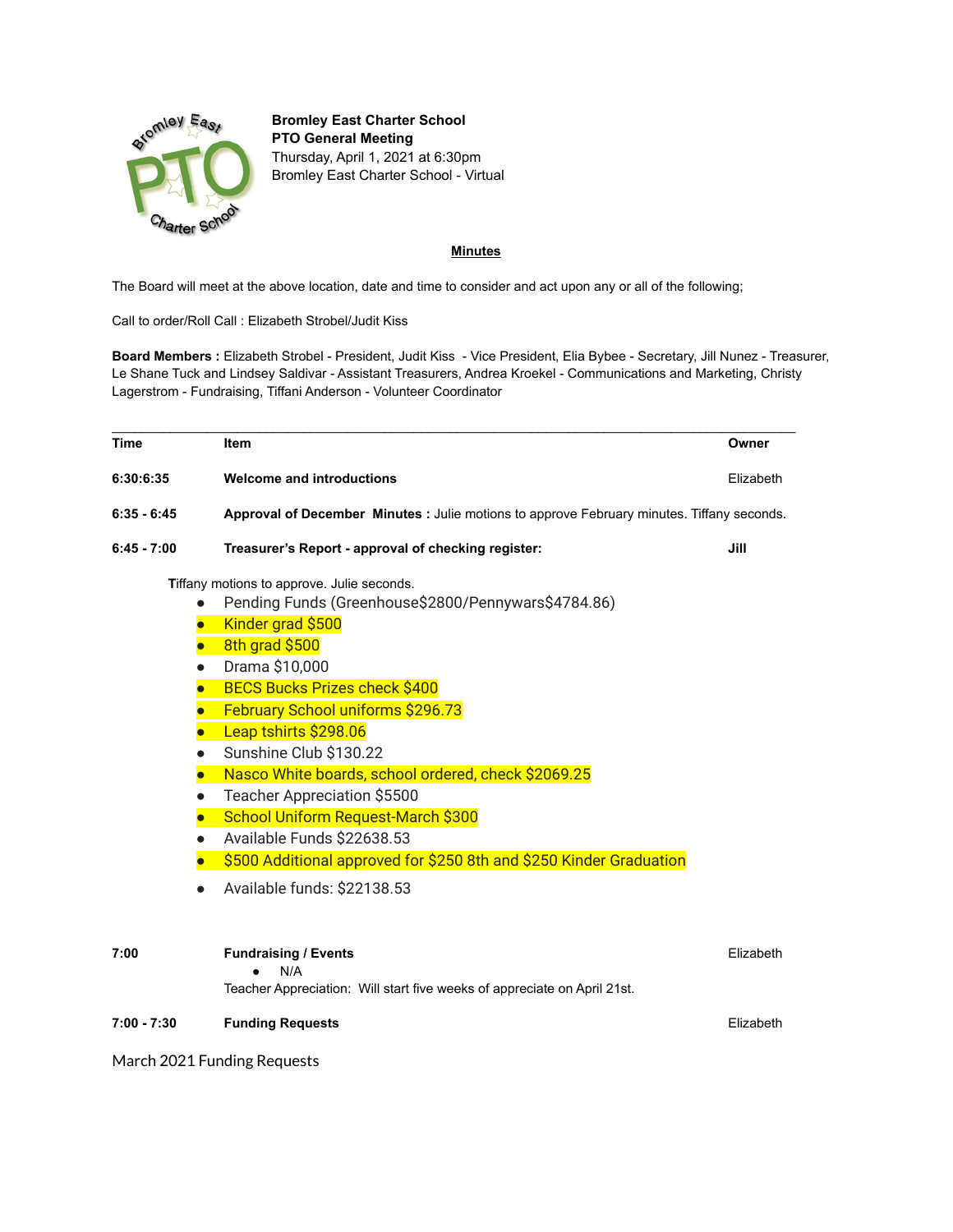**Bromley East Charter School**
**PTO General Meeting**
Thursday, April 1, 2021 at 6:30pm
Bromley East Charter School - Virtual

**Minutes**

The Board will meet at the above location, date and time to consider and act upon any or all of the following;

Call to order/Roll Call : Elizabeth Strobel/Judit Kiss

**Board Members :** Elizabeth Strobel - President, Judit Kiss - Vice President, Elia Bybee - Secretary, Jill Nunez - Treasurer, Le Shane Tuck and Lindsey Saldivar - Assistant Treasurers, Andrea Kroekel - Communications and Marketing, Christy Lagerstrom - Fundraising, Tiffani Anderson - Volunteer Coordinator

| Time | Item | Owner |
|---|---|---|
| 6:30:6:35 | **Welcome and introductions** | Elizabeth |
| 6:35 - 6:45 | **Approval of December Minutes :** Julie motions to approve February minutes. Tiffany seconds. | |
| 6:45 - 7:00 | **Treasurer's Report - approval of checking register:** | **Jill** |

Tiffany motions to approve. Julie seconds.

- Pending Funds (Greenhouse$2800/Pennywars$4784.86)
- Kinder grad $500
- 8th grad $500
- Drama $10,000
- BECS Bucks Prizes check $400
- February School uniforms $296.73
- Leap tshirts $298.06
- Sunshine Club $130.22
- Nasco White boards, school ordered, check $2069.25
- Teacher Appreciation $5500
- School Uniform Request-March $300
- Available Funds $22638.53
- $500 Additional approved for $250 8th and $250 Kinder Graduation
- Available funds: $22138.53

| Time | Item | Owner |
|---|---|---|
| 7:00 | **Fundraising / Events** <br> • N/A <br> Teacher Appreciation: Will start five weeks of appreciate on April 21st. | Elizabeth |
| 7:00 - 7:30 | **Funding Requests** | Elizabeth |

March 2021 Funding Requests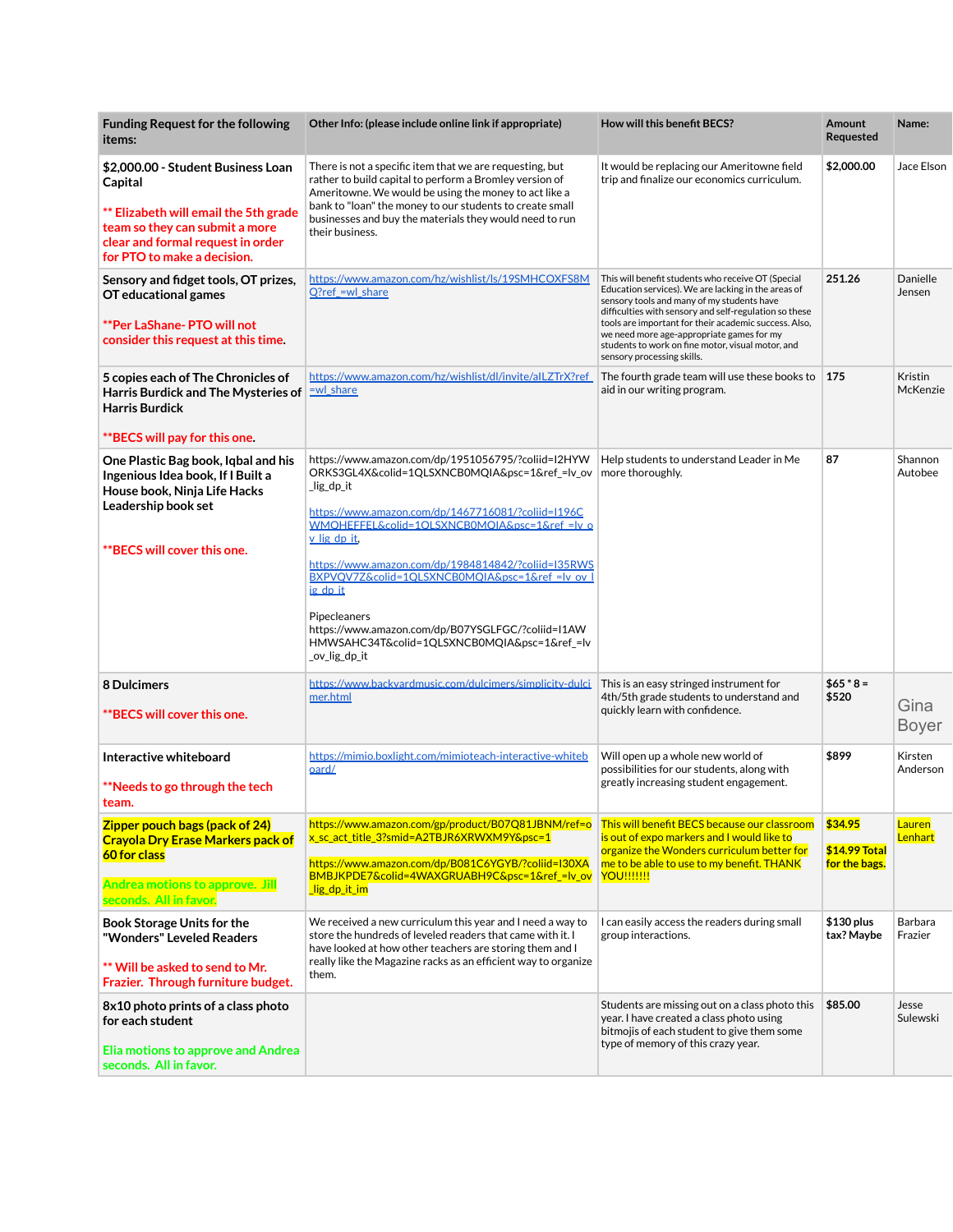| Funding Request for the following items: | Other Info: (please include online link if appropriate) | How will this benefit BECS? | Amount Requested | Name: |
|---|---|---|---|---|
| $2,000.00 - Student Business Loan Capital<br><br>** Elizabeth will email the 5th grade team so they can submit a more clear and formal request in order for PTO to make a decision. | There is not a specific item that we are requesting, but rather to build capital to perform a Bromley version of Ameritowne. We would be using the money to act like a bank to "loan" the money to our students to create small businesses and buy the materials they would need to run their business. | It would be replacing our Ameritowne field trip and finalize our economics curriculum. | $2,000.00 | Jace Elson |
| Sensory and fidget tools, OT prizes, OT educational games<br><br>**Per LaShane- PTO will not consider this request at this time. | https://www.amazon.com/hz/wishlist/ls/19SMHCOXFS8MQ?ref_=wl_share | This will benefit students who receive OT (Special Education services). We are lacking in the areas of sensory tools and many of my students have difficulties with sensory and self-regulation so these tools are important for their academic success. Also, we need more age-appropriate games for my students to work on fine motor, visual motor, and sensory processing skills. | 251.26 | Danielle Jensen |
| 5 copies each of The Chronicles of Harris Burdick and The Mysteries of Harris Burdick<br><br>**BECS will pay for this one. | https://www.amazon.com/hz/wishlist/dl/invite/alLZTrX?ref_=wl_share | The fourth grade team will use these books to aid in our writing program. | 175 | Kristin McKenzie |
| One Plastic Bag book, Iqbal and his Ingenious Idea book, If I Built a House book, Ninja Life Hacks Leadership book set<br><br>**BECS will cover this one. | https://www.amazon.com/dp/1951056795/?coliid=I2HYWORKS3GL4X&colid=1QLSXNCB0MQIA&psc=1&ref_=lv_ov_lig_dp_it<br><br>https://www.amazon.com/dp/1467716081/?coliid=I196CWMOHEFFEL&colid=1QLSXNCB0MQIA&psc=1&ref_=lv_ov_lig_dp_it,<br><br>https://www.amazon.com/dp/1984814842/?coliid=I35RWSBXPVQV7Z&colid=1QLSXNCB0MQIA&psc=1&ref_=lv_ov_lig_dp_it<br><br>Pipecleaners<br>https://www.amazon.com/dp/B07YSGLFGC/?coliid=I1AWHMWSAHC34T&colid=1QLSXNCB0MQIA&psc=1&ref_=lv_ov_lig_dp_it | Help students to understand Leader in Me more thoroughly. | 87 | Shannon Autobee |
| 8 Dulcimers<br><br>**BECS will cover this one. | https://www.backyardmusic.com/dulcimers/simplicity-dulcimer.html | This is an easy stringed instrument for 4th/5th grade students to understand and quickly learn with confidence. | $65 * 8 = $520 | Gina Boyer |
| Interactive whiteboard<br><br>**Needs to go through the tech team. | https://mimio.boxlight.com/mimioteach-interactive-whiteboard/ | Will open up a whole new world of possibilities for our students, along with greatly increasing student engagement. | $899 | Kirsten Anderson |
| Zipper pouch bags (pack of 24)<br>Crayola Dry Erase Markers pack of 60 for class<br><br>Andrea motions to approve. Jill seconds. All in favor. | https://www.amazon.com/gp/product/B07Q81JBNM/ref=ox_sc_act_title_3?smid=A2TBJR6XRWXM9Y&psc=1<br><br>https://www.amazon.com/dp/B081C6YGYB/?coliid=I30XABMBJKPDE7&colid=4WAXGRUABH9C&psc=1&ref_=lv_ov_lig_dp_it_im | This will benefit BECS because our classroom is out of expo markers and I would like to organize the Wonders curriculum better for me to be able to use to my benefit. THANK YOU!!!!!!! | $34.95<br><br>$14.99 Total for the bags. | Lauren Lenhart |
| Book Storage Units for the "Wonders" Leveled Readers<br><br>** Will be asked to send to Mr. Frazier. Through furniture budget. | We received a new curriculum this year and I need a way to store the hundreds of leveled readers that came with it. I have looked at how other teachers are storing them and I really like the Magazine racks as an efficient way to organize them. | I can easily access the readers during small group interactions. | $130 plus tax? Maybe | Barbara Frazier |
| 8x10 photo prints of a class photo for each student<br><br>Elia motions to approve and Andrea seconds. All in favor. | | Students are missing out on a class photo this year. I have created a class photo using bitmojis of each student to give them some type of memory of this crazy year. | $85.00 | Jesse Sulewski |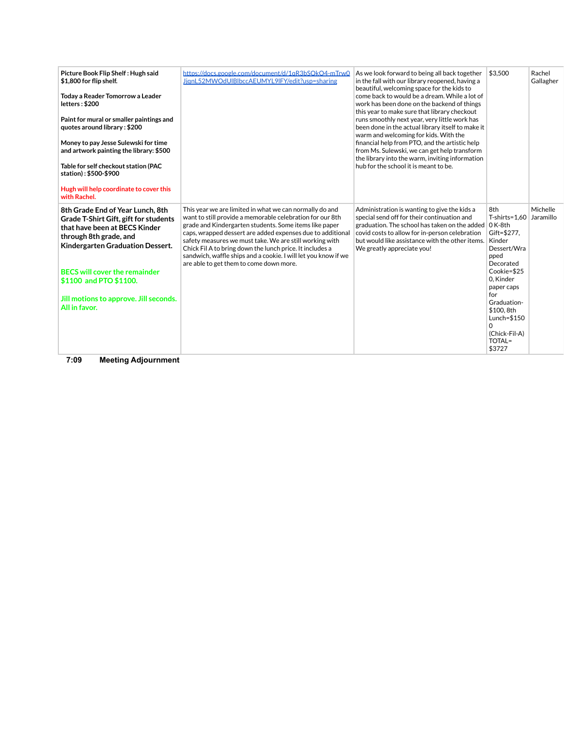| | | | | |
|---|---|---|---|---|
| **Picture Book Flip Shelf : Hugh said $1,800 for flip shelf.**<br><br>**Today a Reader Tomorrow a Leader letters : $200**<br><br>**Paint for mural or smaller paintings and quotes around library : $200**<br><br>**Money to pay Jesse Sulewski for time and artwork painting the library: $500**<br><br>**Table for self checkout station (PAC station) : $500-$900**<br><br>**Hugh will help coordinate to cover this with Rachel.** | https://docs.google.com/document/d/1qR3bSOkO4-mTrw0JjqnL52MWOdUlBlbccAEUMYL9IFY/edit?usp=sharing | As we look forward to being all back together in the fall with our library reopened, having a beautiful, welcoming space for the kids to come back to would be a dream. While a lot of work has been done on the backend of things this year to make sure that library checkout runs smoothly next year, very little work has been done in the actual library itself to make it warm and welcoming for kids. With the financial help from PTO, and the artistic help from Ms. Sulewski, we can get help transform the library into the warm, inviting information hub for the school it is meant to be. | $3,500 | Rachel Gallagher |
| **8th Grade End of Year Lunch, 8th Grade T-Shirt Gift, gift for students that have been at BECS Kinder through 8th grade, and Kindergarten Graduation Dessert.**<br><br>**BECS will cover the remainder $1100 and PTO $1100.**<br><br>**Jill motions to approve. Jill seconds. All in favor.** | This year we are limited in what we can normally do and want to still provide a memorable celebration for our 8th grade and Kindergarten students. Some items like paper caps, wrapped dessert are added expenses due to additional safety measures we must take. We are still working with Chick Fil A to bring down the lunch price. It includes a sandwich, waffle ships and a cookie. I will let you know if we are able to get them to come down more. | Administration is wanting to give the kids a special send off for their continuation and graduation. The school has taken on the added covid costs to allow for in-person celebration but would like assistance with the other items. We greatly appreciate you! | 8th T-shirts=1,600 K-8th Gift=$277, Kinder Dessert/Wrapped Decorated Cookie=$250, Kinder paper caps for Graduation-$100, 8th Lunch=$1500 (Chick-Fil-A) TOTAL= $3727 | Michelle Jaramillo |

**7:09 Meeting Adjournment**